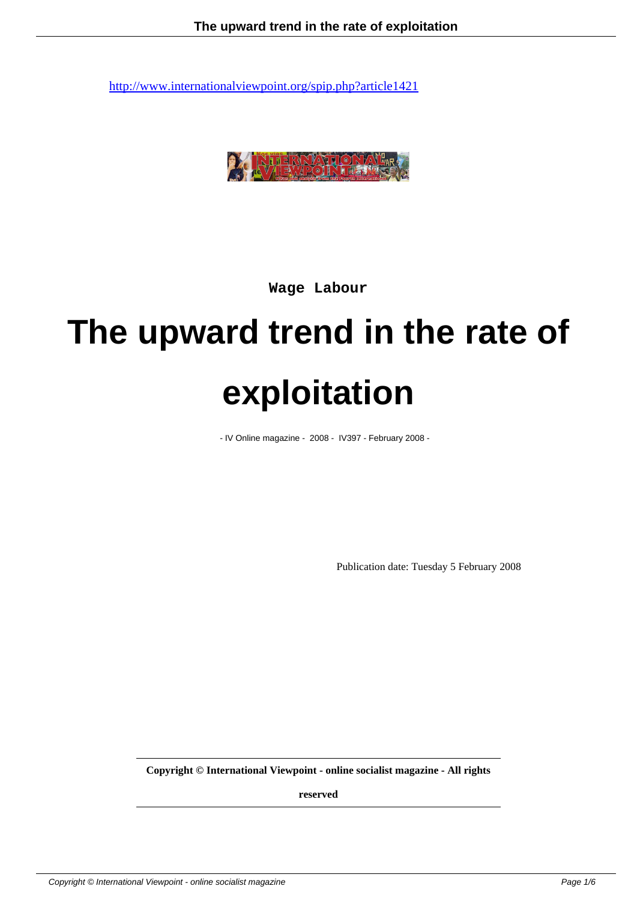http://www.internationalviewpoint.org/spip.php?article1421

**Wage Labour**

# The upward trend in the rate of exploitation

- IV Online magazine - 2008 - IV397 - February 2008 -

Publication date: Tuesday 5 February 2008

**Copyright © International Viewpoint - online socialist magazine - All rights reserved**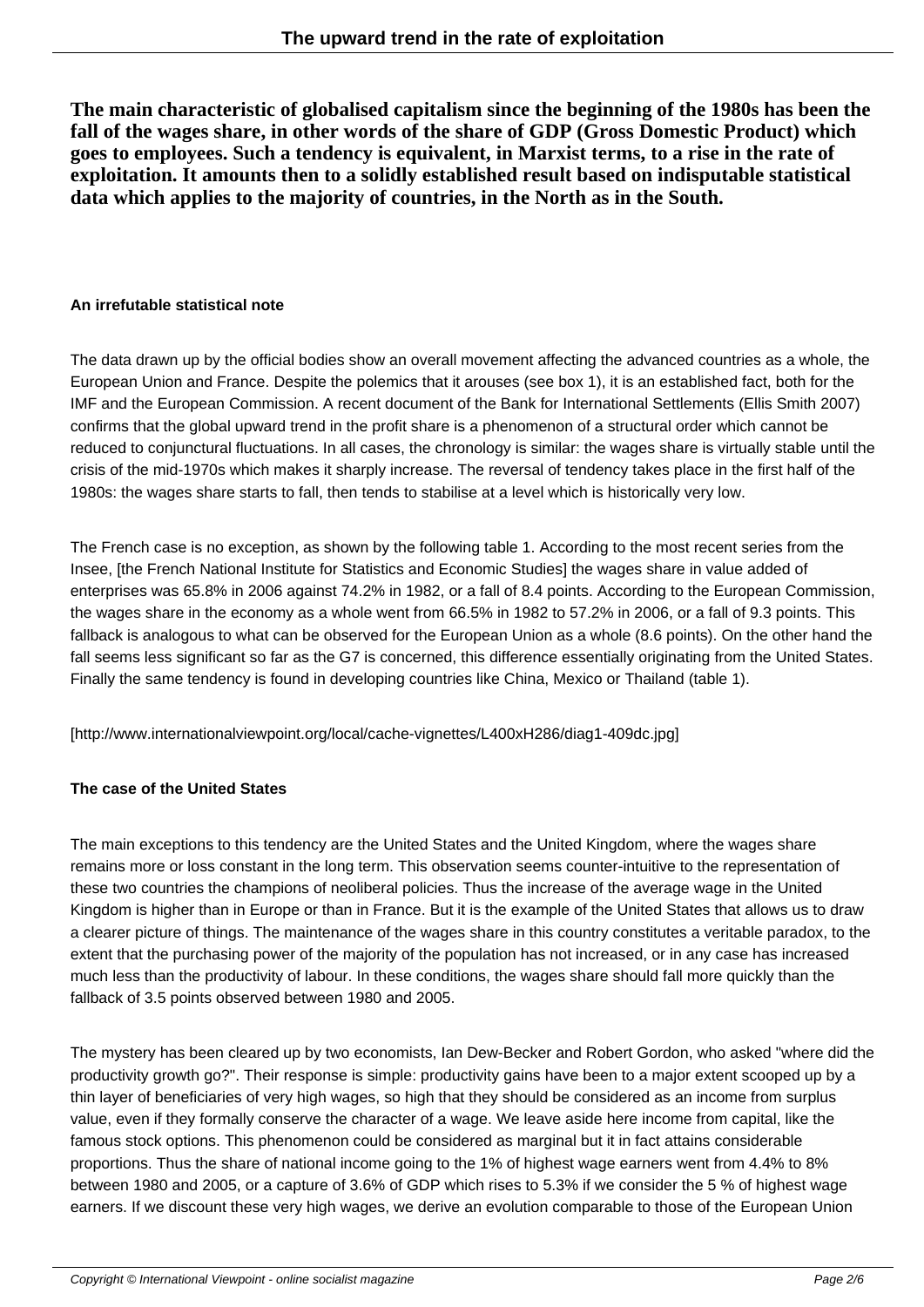**The main characteristic of globalised capitalism since the beginning of the 1980s has been the fall of the wages share, in other words of the share of GDP (Gross Domestic Product) which goes to employees. Such a tendency is equivalent, in Marxist terms, to a rise in the rate of exploitation. It amounts then to a solidly established result based on indisputable statistical data which applies to the majority of countries, in the North as in the South.**

#### An irrefutable statistical note

The data drawn up by the official bodies show an overall movement affecting the advanced countries as a whole, the European Union and France. Despite the polemics that it arouses (see box 1), it is an established fact, both for the IMF and the European Commission. A recent document of the Bank for International Settlements (Ellis Smith 2007) confirms that the global upward trend in the profit share is a phenomenon of a structural order which cannot be reduced to conjunctural fluctuations. In all cases, the chronology is similar: the wages share is virtually stable until the crisis of the mid-1970s which makes it sharply increase. The reversal of tendency takes place in the first half of the 1980s: the wages share starts to fall, then tends to stabilise at a level which is historically very low.

The French case is no exception, as shown by the following table 1. According to the most recent series from the Insee, [the French National Institute for Statistics and Economic Studies] the wages share in value added of enterprises was 65.8% in 2006 against 74.2% in 1982, or a fall of 8.4 points. According to the European Commission, the wages share in the economy as a whole went from 66.5% in 1982 to 57.2% in 2006, or a fall of 9.3 points. This fallback is analogous to what can be observed for the European Union as a whole (8.6 points). On the other hand the fall seems less significant so far as the G7 is concerned, this difference essentially originating from the United States. Finally the same tendency is found in developing countries like China, Mexico or Thailand (table 1).

[http://www.internationalviewpoint.org/local/cache-vignettes/L400xH286/diag1-409dc.jpg]

#### The case of the United States

The main exceptions to this tendency are the United States and the United Kingdom, where the wages share remains more or loss constant in the long term. This observation seems counter-intuitive to the representation of these two countries the champions of neoliberal policies. Thus the increase of the average wage in the United Kingdom is higher than in Europe or than in France. But it is the example of the United States that allows us to draw a clearer picture of things. The maintenance of the wages share in this country constitutes a veritable paradox, to the extent that the purchasing power of the majority of the population has not increased, or in any case has increased much less than the productivity of labour. In these conditions, the wages share should fall more quickly than the fallback of 3.5 points observed between 1980 and 2005.

The mystery has been cleared up by two economists, Ian Dew-Becker and Robert Gordon, who asked "where did the productivity growth go?". Their response is simple: productivity gains have been to a major extent scooped up by a thin layer of beneficiaries of very high wages, so high that they should be considered as an income from surplus value, even if they formally conserve the character of a wage. We leave aside here income from capital, like the famous stock options. This phenomenon could be considered as marginal but it in fact attains considerable proportions. Thus the share of national income going to the 1% of highest wage earners went from 4.4% to 8% between 1980 and 2005, or a capture of 3.6% of GDP which rises to 5.3% if we consider the 5 % of highest wage earners. If we discount these very high wages, we derive an evolution comparable to those of the European Union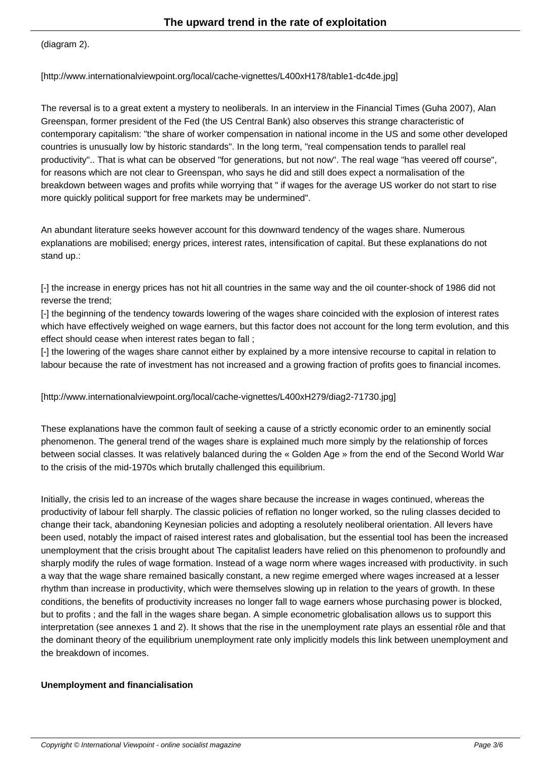(diagram 2).

[http://www.internationalviewpoint.org/local/cache-vignettes/L400xH178/table1-dc4de.jpg]

The reversal is to a great extent a mystery to neoliberals. In an interview in the Financial Times (Guha 2007), Alan Greenspan, former president of the Fed (the US Central Bank) also observes this strange characteristic of contemporary capitalism: "the share of worker compensation in national income in the US and some other developed countries is unusually low by historic standards". In the long term, "real compensation tends to parallel real productivity".. That is what can be observed "for generations, but not now". The real wage "has veered off course", for reasons which are not clear to Greenspan, who says he did and still does expect a normalisation of the breakdown between wages and profits while worrying that " if wages for the average US worker do not start to rise more quickly political support for free markets may be undermined".

An abundant literature seeks however account for this downward tendency of the wages share. Numerous explanations are mobilised; energy prices, interest rates, intensification of capital. But these explanations do not stand up.:

[-] the increase in energy prices has not hit all countries in the same way and the oil counter-shock of 1986 did not reverse the trend;
[-] the beginning of the tendency towards lowering of the wages share coincided with the explosion of interest rates which have effectively weighed on wage earners, but this factor does not account for the long term evolution, and this effect should cease when interest rates began to fall ;
[-] the lowering of the wages share cannot either by explained by a more intensive recourse to capital in relation to labour because the rate of investment has not increased and a growing fraction of profits goes to financial incomes.

[http://www.internationalviewpoint.org/local/cache-vignettes/L400xH279/diag2-71730.jpg]

These explanations have the common fault of seeking a cause of a strictly economic order to an eminently social phenomenon. The general trend of the wages share is explained much more simply by the relationship of forces between social classes. It was relatively balanced during the « Golden Age » from the end of the Second World War to the crisis of the mid-1970s which brutally challenged this equilibrium.

Initially, the crisis led to an increase of the wages share because the increase in wages continued, whereas the productivity of labour fell sharply. The classic policies of reflation no longer worked, so the ruling classes decided to change their tack, abandoning Keynesian policies and adopting a resolutely neoliberal orientation. All levers have been used, notably the impact of raised interest rates and globalisation, but the essential tool has been the increased unemployment that the crisis brought about The capitalist leaders have relied on this phenomenon to profoundly and sharply modify the rules of wage formation. Instead of a wage norm where wages increased with productivity. in such a way that the wage share remained basically constant, a new regime emerged where wages increased at a lesser rhythm than increase in productivity, which were themselves slowing up in relation to the years of growth. In these conditions, the benefits of productivity increases no longer fall to wage earners whose purchasing power is blocked, but to profits ; and the fall in the wages share began. A simple econometric globalisation allows us to support this interpretation (see annexes 1 and 2). It shows that the rise in the unemployment rate plays an essential rôle and that the dominant theory of the equilibrium unemployment rate only implicitly models this link between unemployment and the breakdown of incomes.

**Unemployment and financialisation**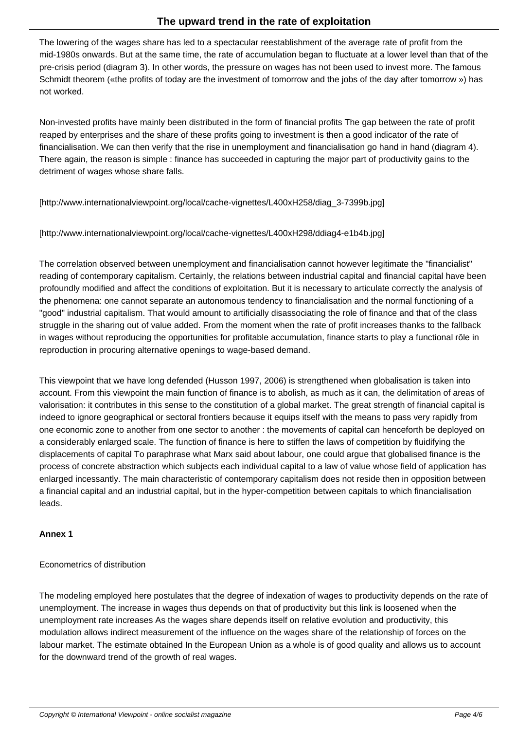The lowering of the wages share has led to a spectacular reestablishment of the average rate of profit from the mid-1980s onwards. But at the same time, the rate of accumulation began to fluctuate at a lower level than that of the pre-crisis period (diagram 3). In other words, the pressure on wages has not been used to invest more. The famous Schmidt theorem («the profits of today are the investment of tomorrow and the jobs of the day after tomorrow ») has not worked.

Non-invested profits have mainly been distributed in the form of financial profits The gap between the rate of profit reaped by enterprises and the share of these profits going to investment is then a good indicator of the rate of financialisation. We can then verify that the rise in unemployment and financialisation go hand in hand (diagram 4). There again, the reason is simple : finance has succeeded in capturing the major part of productivity gains to the detriment of wages whose share falls.

[http://www.internationalviewpoint.org/local/cache-vignettes/L400xH258/diag_3-7399b.jpg]

[http://www.internationalviewpoint.org/local/cache-vignettes/L400xH298/ddiag4-e1b4b.jpg]

The correlation observed between unemployment and financialisation cannot however legitimate the "financialist" reading of contemporary capitalism. Certainly, the relations between industrial capital and financial capital have been profoundly modified and affect the conditions of exploitation. But it is necessary to articulate correctly the analysis of the phenomena: one cannot separate an autonomous tendency to financialisation and the normal functioning of a "good" industrial capitalism. That would amount to artificially disassociating the role of finance and that of the class struggle in the sharing out of value added. From the moment when the rate of profit increases thanks to the fallback in wages without reproducing the opportunities for profitable accumulation, finance starts to play a functional rôle in reproduction in procuring alternative openings to wage-based demand.

This viewpoint that we have long defended (Husson 1997, 2006) is strengthened when globalisation is taken into account. From this viewpoint the main function of finance is to abolish, as much as it can, the delimitation of areas of valorisation: it contributes in this sense to the constitution of a global market. The great strength of financial capital is indeed to ignore geographical or sectoral frontiers because it equips itself with the means to pass very rapidly from one economic zone to another from one sector to another : the movements of capital can henceforth be deployed on a considerably enlarged scale. The function of finance is here to stiffen the laws of competition by fluidifying the displacements of capital To paraphrase what Marx said about labour, one could argue that globalised finance is the process of concrete abstraction which subjects each individual capital to a law of value whose field of application has enlarged incessantly. The main characteristic of contemporary capitalism does not reside then in opposition between a financial capital and an industrial capital, but in the hyper-competition between capitals to which financialisation leads.

**Annex 1**

Econometrics of distribution

The modeling employed here postulates that the degree of indexation of wages to productivity depends on the rate of unemployment. The increase in wages thus depends on that of productivity but this link is loosened when the unemployment rate increases As the wages share depends itself on relative evolution and productivity, this modulation allows indirect measurement of the influence on the wages share of the relationship of forces on the labour market. The estimate obtained In the European Union as a whole is of good quality and allows us to account for the downward trend of the growth of real wages.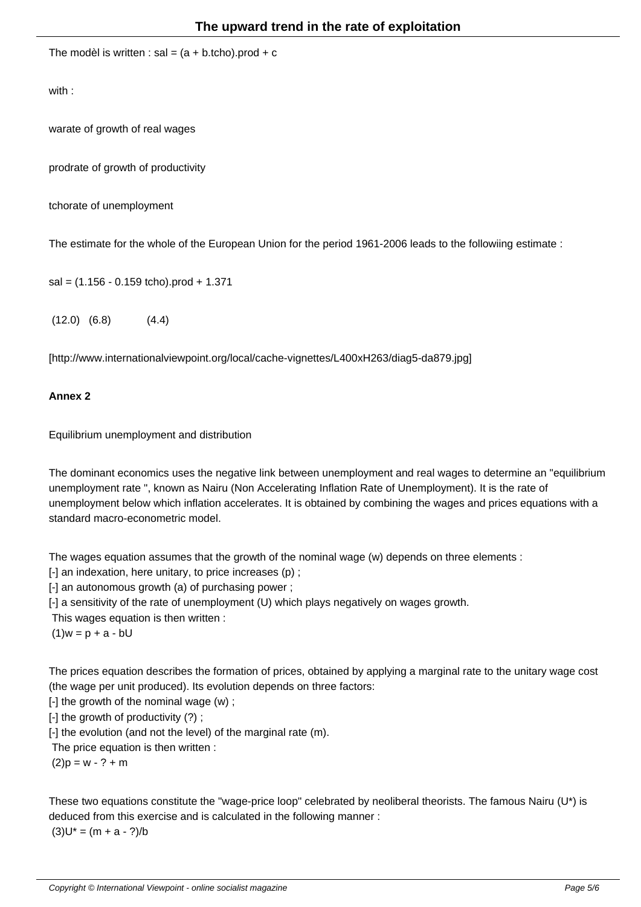The modèl is written : $sal = (a + b.tcho).prod + c$

with :

warate of growth of real wages

prodrate of growth of productivity

tchorate of unemployment

The estimate for the whole of the European Union for the period 1961-2006 leads to the followiing estimate :

$sal = (1.156 - 0.159\ tcho).prod + 1.371$

(12.0) (6.8) (4.4)

[http://www.internationalviewpoint.org/local/cache-vignettes/L400xH263/diag5-da879.jpg]

**Annex 2**

Equilibrium unemployment and distribution

The dominant economics uses the negative link between unemployment and real wages to determine an "equilibrium unemployment rate ", known as Nairu (Non Accelerating Inflation Rate of Unemployment). It is the rate of unemployment below which inflation accelerates. It is obtained by combining the wages and prices equations with a standard macro-econometric model.

The wages equation assumes that the growth of the nominal wage (w) depends on three elements :

- an indexation, here unitary, to price increases (p) ;
- an autonomous growth (a) of purchasing power ;
- a sensitivity of the rate of unemployment (U) which plays negatively on wages growth.

This wages equation is then written :

(1) $w = p + a - bU$

The prices equation describes the formation of prices, obtained by applying a marginal rate to the unitary wage cost (the wage per unit produced). Its evolution depends on three factors:

- the growth of the nominal wage (w) ;
- the growth of productivity (?) ;
- the evolution (and not the level) of the marginal rate (m).

The price equation is then written :

(2) $p = w - ? + m$

These two equations constitute the "wage-price loop" celebrated by neoliberal theorists. The famous Nairu (U*) is deduced from this exercise and is calculated in the following manner :

(3) $U^* = (m + a - ?)/b$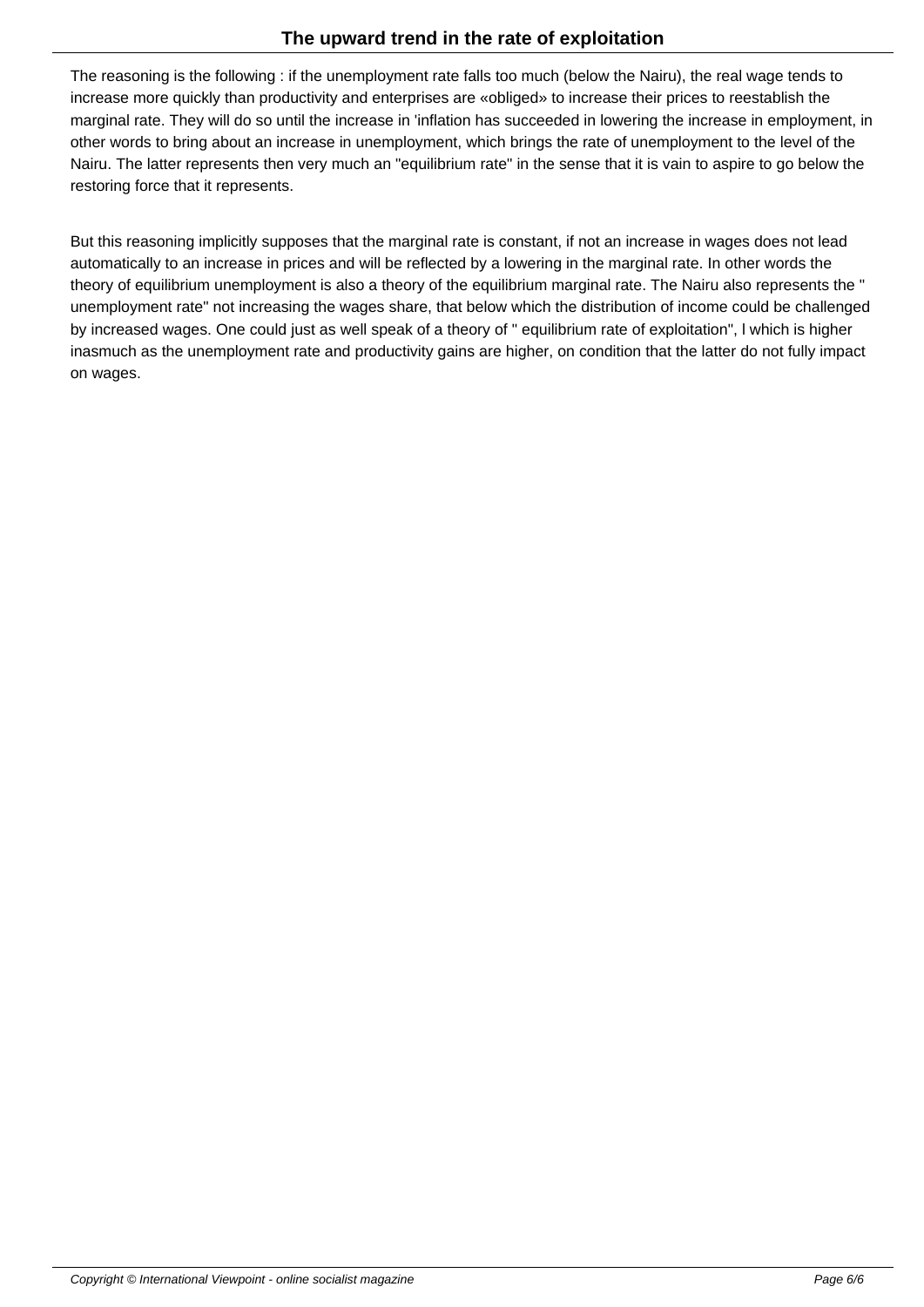The reasoning is the following : if the unemployment rate falls too much (below the Nairu), the real wage tends to increase more quickly than productivity and enterprises are «obliged» to increase their prices to reestablish the marginal rate. They will do so until the increase in 'inflation has succeeded in lowering the increase in employment, in other words to bring about an increase in unemployment, which brings the rate of unemployment to the level of the Nairu. The latter represents then very much an "equilibrium rate" in the sense that it is vain to aspire to go below the restoring force that it represents.

But this reasoning implicitly supposes that the marginal rate is constant, if not an increase in wages does not lead automatically to an increase in prices and will be reflected by a lowering in the marginal rate. In other words the theory of equilibrium unemployment is also a theory of the equilibrium marginal rate. The Nairu also represents the " unemployment rate" not increasing the wages share, that below which the distribution of income could be challenged by increased wages. One could just as well speak of a theory of " equilibrium rate of exploitation", l which is higher inasmuch as the unemployment rate and productivity gains are higher, on condition that the latter do not fully impact on wages.